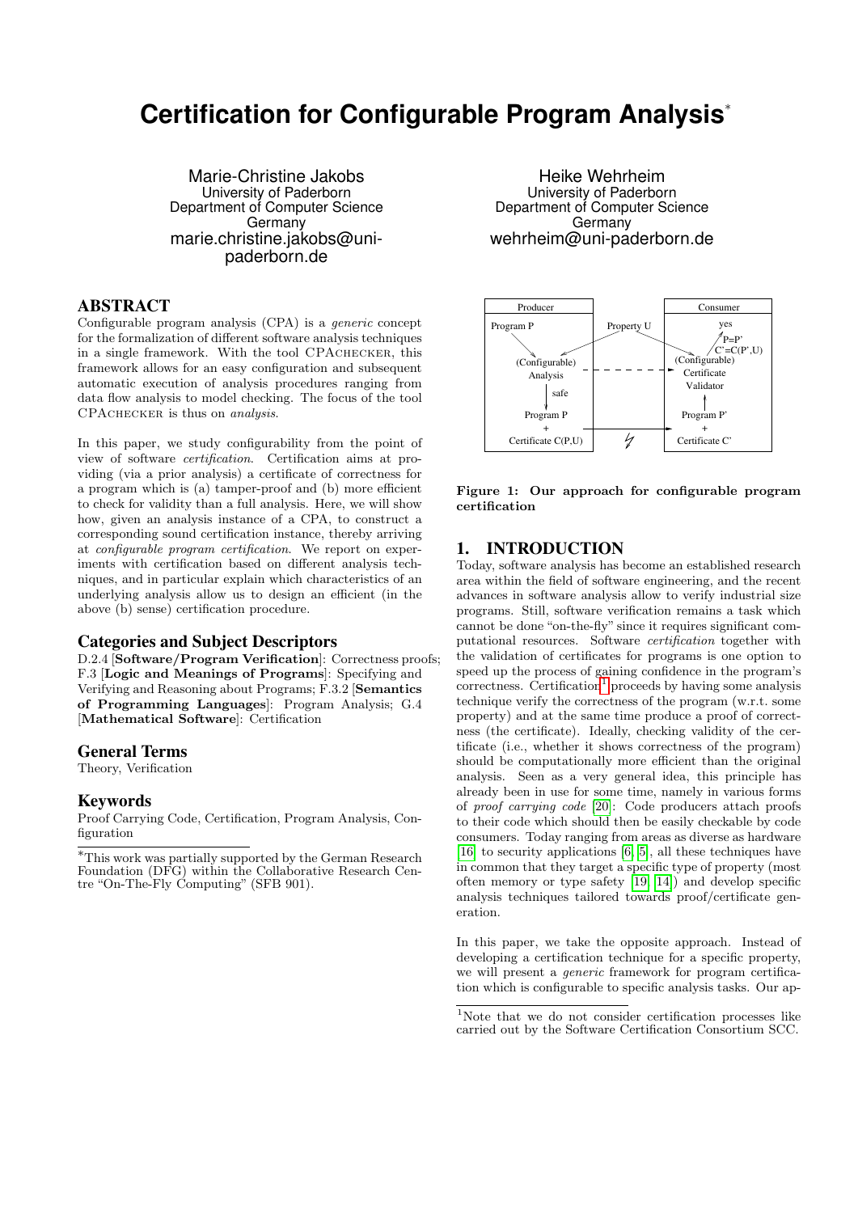# Certification for Configurable Program Analysis*

Marie-Christine Jakobs
University of Paderborn
Department of Computer Science
Germany
marie.christine.jakobs@uni-paderborn.de

Heike Wehrheim
University of Paderborn
Department of Computer Science
Germany
wehrheim@uni-paderborn.de

## ABSTRACT

Configurable program analysis (CPA) is a *generic* concept for the formalization of different software analysis techniques in a single framework. With the tool CPAChecker, this framework allows for an easy configuration and subsequent automatic execution of analysis procedures ranging from data flow analysis to model checking. The focus of the tool CPAChecker is thus on *analysis*.

In this paper, we study configurability from the point of view of software *certification*. Certification aims at providing (via a prior analysis) a certificate of correctness for a program which is (a) tamper-proof and (b) more efficient to check for validity than a full analysis. Here, we will show how, given an analysis instance of a CPA, to construct a corresponding sound certification instance, thereby arriving at *configurable program certification*. We report on experiments with certification based on different analysis techniques, and in particular explain which characteristics of an underlying analysis allow us to design an efficient (in the above (b) sense) certification procedure.

### Categories and Subject Descriptors

D.2.4 [**Software/Program Verification**]: Correctness proofs; F.3 [**Logic and Meanings of Programs**]: Specifying and Verifying and Reasoning about Programs; F.3.2 [**Semantics of Programming Languages**]: Program Analysis; G.4 [**Mathematical Software**]: Certification

### General Terms

Theory, Verification

### Keywords

Proof Carrying Code, Certification, Program Analysis, Configuration

*This work was partially supported by the German Research Foundation (DFG) within the Collaborative Research Centre "On-The-Fly Computing" (SFB 901).

**Figure 1: Our approach for configurable program certification**

## 1. INTRODUCTION

Today, software analysis has become an established research area within the field of software engineering, and the recent advances in software analysis allow to verify industrial size programs. Still, software verification remains a task which cannot be done "on-the-fly" since it requires significant computational resources. Software *certification* together with the validation of certificates for programs is one option to speed up the process of gaining confidence in the program's correctness. Certification[1] proceeds by having some analysis technique verify the correctness of the program (w.r.t. some property) and at the same time produce a proof of correctness (the certificate). Ideally, checking validity of the certificate (i.e., whether it shows correctness of the program) should be computationally more efficient than the original analysis. Seen as a very general idea, this principle has already been in use for some time, namely in various forms of *proof carrying code* [20]: Code producers attach proofs to their code which should then be easily checkable by code consumers. Today ranging from areas as diverse as hardware [16] to security applications [6, 5], all these techniques have in common that they target a specific type of property (most often memory or type safety [19, 14]) and develop specific analysis techniques tailored towards proof/certificate generation.

In this paper, we take the opposite approach. Instead of developing a certification technique for a specific property, we will present a *generic* framework for program certification which is configurable to specific analysis tasks. Our ap-

[1] Note that we do not consider certification processes like carried out by the Software Certification Consortium SCC.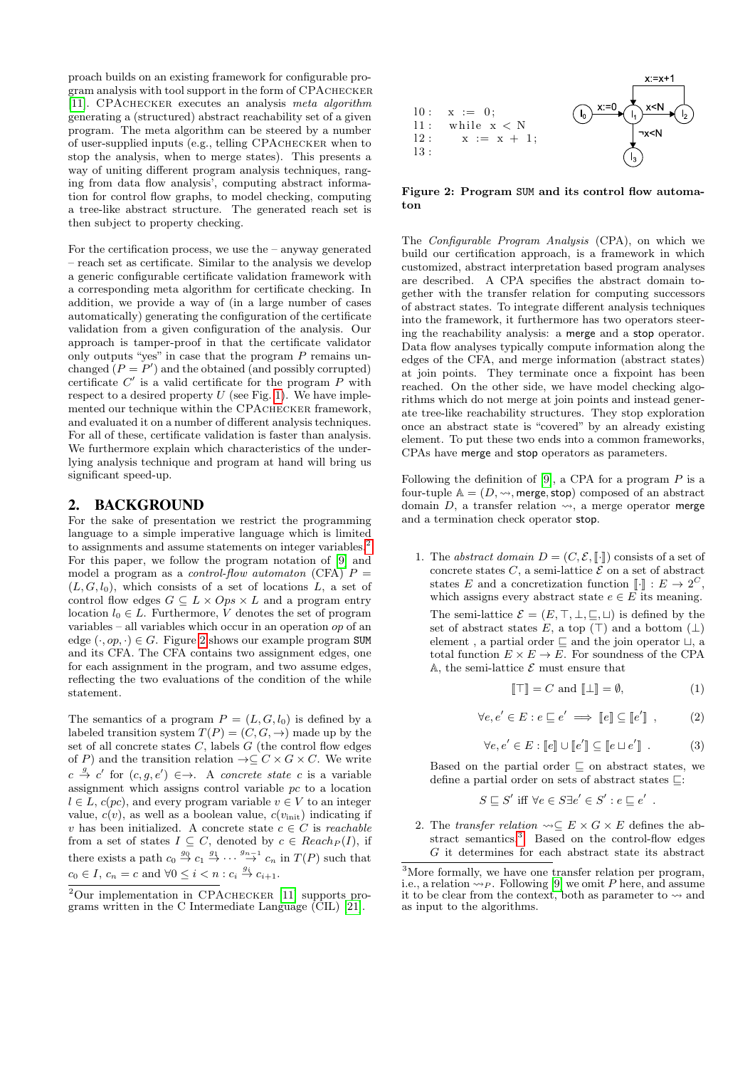proach builds on an existing framework for configurable program analysis with tool support in the form of CPAchecker [11]. CPAchecker executes an analysis *meta algorithm* generating a (structured) abstract reachability set of a given program. The meta algorithm can be steered by a number of user-supplied inputs (e.g., telling CPAchecker when to stop the analysis, when to merge states). This presents a way of uniting different program analysis techniques, ranging from data flow analysis', computing abstract information for control flow graphs, to model checking, computing a tree-like abstract structure. The generated reach set is then subject to property checking.

For the certification process, we use the – anyway generated – reach set as certificate. Similar to the analysis we develop a generic configurable certificate validation framework with a corresponding meta algorithm for certificate checking. In addition, we provide a way of (in a large number of cases automatically) generating the configuration of the certificate validation from a given configuration of the analysis. Our approach is tamper-proof in that the certificate validator only outputs "yes" in case that the program $P$ remains unchanged ($P = P'$) and the obtained (and possibly corrupted) certificate $C'$ is a valid certificate for the program $P$ with respect to a desired property $U$ (see Fig. 1). We have implemented our technique within the CPAchecker framework, and evaluated it on a number of different analysis techniques. For all of these, certificate validation is faster than analysis. We furthermore explain which characteristics of the underlying analysis technique and program at hand will bring us significant speed-up.

## 2. BACKGROUND

For the sake of presentation we restrict the programming language to a simple imperative language which is limited to assignments and assume statements on integer variables.[2] For this paper, we follow the program notation of [9] and model a program as a *control-flow automaton* (CFA) $P = (L, G, l_0)$, which consists of a set of locations $L$, a set of control flow edges $G \subseteq L \times Ops \times L$ and a program entry location $l_0 \in L$. Furthermore, $V$ denotes the set of program variables – all variables which occur in an operation *op* of an edge $(\cdot, op, \cdot) \in G$. Figure 2 shows our example program SUM and its CFA. The CFA contains two assignment edges, one for each assignment in the program, and two assume edges, reflecting the two evaluations of the condition of the while statement.

The semantics of a program $P = (L, G, l_0)$ is defined by a labeled transition system $T(P) = (C, G, \rightarrow)$ made up by the set of all concrete states $C$, labels $G$ (the control flow edges of $P$) and the transition relation $\rightarrow \subseteq C \times G \times C$. We write $c \overset{g}{\rightarrow} c'$ for $(c, g, e') \in \rightarrow$. A *concrete state* $c$ is a variable assignment which assigns control variable $pc$ to a location $l \in L$, $c(pc)$, and every program variable $v \in V$ to an integer value, $c(v)$, as well as a boolean value, $c(v_{\text{init}})$ indicating if $v$ has been initialized. A concrete state $c \in C$ is *reachable* from a set of states $I \subseteq C$, denoted by $c \in Reach_P(I)$, if there exists a path $c_0 \overset{g_0}{\rightarrow} c_1 \overset{g_1}{\rightarrow} \cdots \overset{g_{n-1}}{\rightarrow} c_n$ in $T(P)$ such that $c_0 \in I$, $c_n = c$ and $\forall 0 \leq i < n : c_i \overset{g_i}{\rightarrow} c_{i+1}$.

[2] Our implementation in CPAchecker [11] supports programs written in the C Intermediate Language (CIL) [21].

```
l0 :   x := 0;
l1 :   while x < N
l2 :      x := x + 1;
l3 :
```

**Figure 2: Program SUM and its control flow automaton**

The *Configurable Program Analysis* (CPA), on which we build our certification approach, is a framework in which customized, abstract interpretation based program analyses are described. A CPA specifies the abstract domain together with the transfer relation for computing successors of abstract states. To integrate different analysis techniques into the framework, it furthermore has two operators steering the reachability analysis: a merge and a stop operator. Data flow analyses typically compute information along the edges of the CFA, and merge information (abstract states) at join points. They terminate once a fixpoint has been reached. On the other side, we have model checking algorithms which do not merge at join points and instead generate tree-like reachability structures. They stop exploration once an abstract state is "covered" by an already existing element. To put these two ends into a common frameworks, CPAs have merge and stop operators as parameters.

Following the definition of [9], a CPA for a program $P$ is a four-tuple $\mathbb{A} = (D, \rightsquigarrow, \mathsf{merge}, \mathsf{stop})$ composed of an abstract domain $D$, a transfer relation $\rightsquigarrow$, a merge operator merge and a termination check operator stop.

1. The *abstract domain* $D = (C, \mathcal{E}, [\![\cdot]\!])$ consists of a set of concrete states $C$, a semi-lattice $\mathcal{E}$ on a set of abstract states $E$ and a concretization function $[\![\cdot]\!] : E \rightarrow 2^C$, which assigns every abstract state $e \in E$ its meaning.

   The semi-lattice $\mathcal{E} = (E, \top, \bot, \sqsubseteq, \sqcup)$ is defined by the set of abstract states $E$, a top ($\top$) and a bottom ($\bot$) element , a partial order $\sqsubseteq$ and the join operator $\sqcup$, a total function $E \times E \rightarrow E$. For soundness of the CPA $\mathbb{A}$, the semi-lattice $\mathcal{E}$ must ensure that

$$[\![\top]\!] = C \text{ and } [\![\bot]\!] = \emptyset, \tag{1}$$

$$\forall e, e' \in E : e \sqsubseteq e' \implies [\![e]\!] \subseteq [\![e']\!] \ , \tag{2}$$

$$\forall e, e' \in E : [\![e]\!] \cup [\![e']\!] \subseteq [\![e \sqcup e']\!] \ . \tag{3}$$

   Based on the partial order $\sqsubseteq$ on abstract states, we define a partial order on sets of abstract states $\sqsubseteq$:

$$S \sqsubseteq S' \text{ iff } \forall e \in S \exists e' \in S' : e \sqsubseteq e' \ .$$

2. The *transfer relation* $\rightsquigarrow \subseteq E \times G \times E$ defines the abstract semantics.[3] Based on the control-flow edges $G$ it determines for each abstract state its abstract

[3] More formally, we have one transfer relation per program, i.e., a relation $\rightsquigarrow_P$. Following [9] we omit $P$ here, and assume it to be clear from the context, both as parameter to $\rightsquigarrow$ and as input to the algorithms.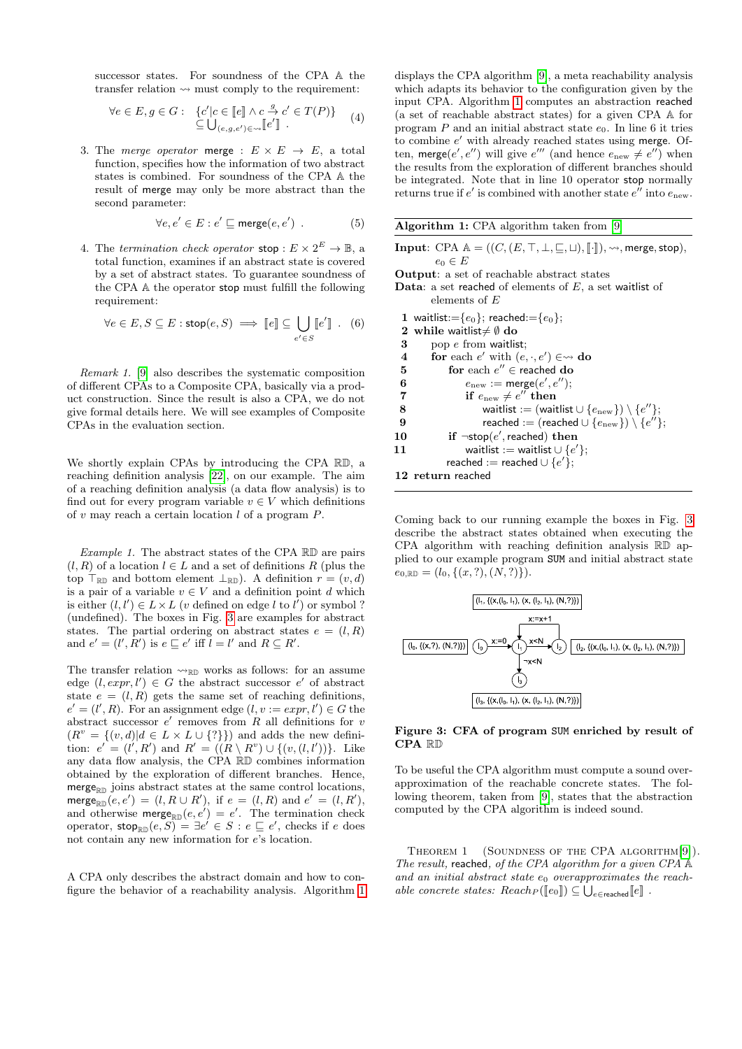successor states. For soundness of the CPA $\mathbb{A}$ the transfer relation $\rightsquigarrow$ must comply to the requirement:

$$\forall e \in E, g \in G: \quad \{c' | c \in [\![e]\!] \wedge c \xrightarrow{g} c' \in T(P)\} \subseteq \bigcup_{(e,g,e') \in \rightsquigarrow} [\![e']\!] \ . \quad (4)$$

3. The *merge operator* $\mathsf{merge} : E \times E \rightarrow E$, a total function, specifies how the information of two abstract states is combined. For soundness of the CPA $\mathbb{A}$ the result of merge may only be more abstract than the second parameter:

$$\forall e, e' \in E : e' \sqsubseteq \mathsf{merge}(e, e') \ . \quad (5)$$

4. The *termination check operator* $\mathsf{stop} : E \times 2^E \rightarrow \mathbb{B}$, a total function, examines if an abstract state is covered by a set of abstract states. To guarantee soundness of the CPA $\mathbb{A}$ the operator stop must fulfill the following requirement:

$$\forall e \in E, S \subseteq E : \mathsf{stop}(e, S) \implies [\![e]\!] \subseteq \bigcup_{e' \in S} [\![e']\!] \ . \quad (6)$$

*Remark 1.* [9] also describes the systematic composition of different CPAs to a Composite CPA, basically via a product construction. Since the result is also a CPA, we do not give formal details here. We will see examples of Composite CPAs in the evaluation section.

We shortly explain CPAs by introducing the CPA $\mathbb{RD}$, a reaching definition analysis [22], on our example. The aim of a reaching definition analysis (a data flow analysis) is to find out for every program variable $v \in V$ which definitions of $v$ may reach a certain location $l$ of a program $P$.

*Example 1.* The abstract states of the CPA $\mathbb{RD}$ are pairs $(l, R)$ of a location $l \in L$ and a set of definitions $R$ (plus the top $\top_{\mathbb{RD}}$ and bottom element $\bot_{\mathbb{RD}}$). A definition $r = (v, d)$ is a pair of a variable $v \in V$ and a definition point $d$ which is either $(l, l') \in L \times L$ ($v$ defined on edge $l$ to $l'$) or symbol ? (undefined). The boxes in Fig. 3 are examples for abstract states. The partial ordering on abstract states $e = (l, R)$ and $e' = (l', R')$ is $e \sqsubseteq e'$ iff $l = l'$ and $R \subseteq R'$.

The transfer relation $\rightsquigarrow_{\mathbb{RD}}$ works as follows: for an assume edge $(l, expr, l') \in G$ the abstract successor $e'$ of abstract state $e = (l, R)$ gets the same set of reaching definitions, $e' = (l', R)$. For an assignment edge $(l, v := expr, l') \in G$ the abstract successor $e'$ removes from $R$ all definitions for $v$ ($R^v = \{(v, d) | d \in L \times L \cup \{?\}\}$) and adds the new definition: $e' = (l', R')$ and $R' = ((R \setminus R^v) \cup \{(v, (l, l'))\}$. Like any data flow analysis, the CPA $\mathbb{RD}$ combines information obtained by the exploration of different branches. Hence, $\mathsf{merge}_{\mathbb{RD}}$ joins abstract states at the same control locations, $\mathsf{merge}_{\mathbb{RD}}(e, e') = (l, R \cup R')$, if $e = (l, R)$ and $e' = (l, R')$, and otherwise $\mathsf{merge}_{\mathbb{RD}}(e, e') = e'$. The termination check operator, $\mathsf{stop}_{\mathbb{RD}}(e, S) = \exists e' \in S : e \sqsubseteq e'$, checks if $e$ does not contain any new information for $e$'s location.

A CPA only describes the abstract domain and how to configure the behavior of a reachability analysis. Algorithm 1 displays the CPA algorithm [9], a meta reachability analysis which adapts its behavior to the configuration given by the input CPA. Algorithm 1 computes an abstraction reached (a set of reachable abstract states) for a given CPA $\mathbb{A}$ for program $P$ and an initial abstract state $e_0$. In line 6 it tries to combine $e'$ with already reached states using merge. Often, $\mathsf{merge}(e', e'')$ will give $e'''$ (and hence $e_{\text{new}} \neq e''$) when the results from the exploration of different branches should be integrated. Note that in line 10 operator stop normally returns true if $e'$ is combined with another state $e''$ into $e_{\text{new}}$.

**Algorithm 1:** CPA algorithm taken from [9]

**Input**: CPA $\mathbb{A} = ((C, (E, \top, \bot, \sqsubseteq, \sqcup), [\![\cdot]\!]), \rightsquigarrow, \mathsf{merge}, \mathsf{stop})$, $e_0 \in E$
**Output**: a set of reachable abstract states
**Data**: a set reached of elements of $E$, a set waitlist of elements of $E$

```
1  waitlist:={e0}; reached:={e0};
2  while waitlist≠ ∅ do
3      pop e from waitlist;
4      for each e' with (e,·,e') ∈⇝ do
5          for each e'' ∈ reached do
6              e_new := merge(e', e'');
7              if e_new ≠ e'' then
8                  waitlist := (waitlist ∪ {e_new}) \ {e''};
9                  reached := (reached ∪ {e_new}) \ {e''};
10         if ¬stop(e', reached) then
11             waitlist := waitlist ∪ {e'};
               reached := reached ∪ {e'};
12 return reached
```

Coming back to our running example the boxes in Fig. 3 describe the abstract states obtained when executing the CPA algorithm with reaching definition analysis $\mathbb{RD}$ applied to our example program SUM and initial abstract state $e_{0,\mathbb{RD}} = (l_0, \{(x, ?), (N, ?)\})$.

**Figure 3: CFA of program SUM enriched by result of CPA $\mathbb{RD}$**

To be useful the CPA algorithm must compute a sound overapproximation of the reachable concrete states. The following theorem, taken from [9], states that the abstraction computed by the CPA algorithm is indeed sound.

THEOREM 1 (SOUNDNESS OF THE CPA ALGORITHM[9]). *The result,* reached, *of the CPA algorithm for a given CPA $\mathbb{A}$ and an initial abstract state $e_0$ overapproximates the reachable concrete states:* $Reach_P([\![e_0]\!]) \subseteq \bigcup_{e \in \mathsf{reached}} [\![e]\!]$ .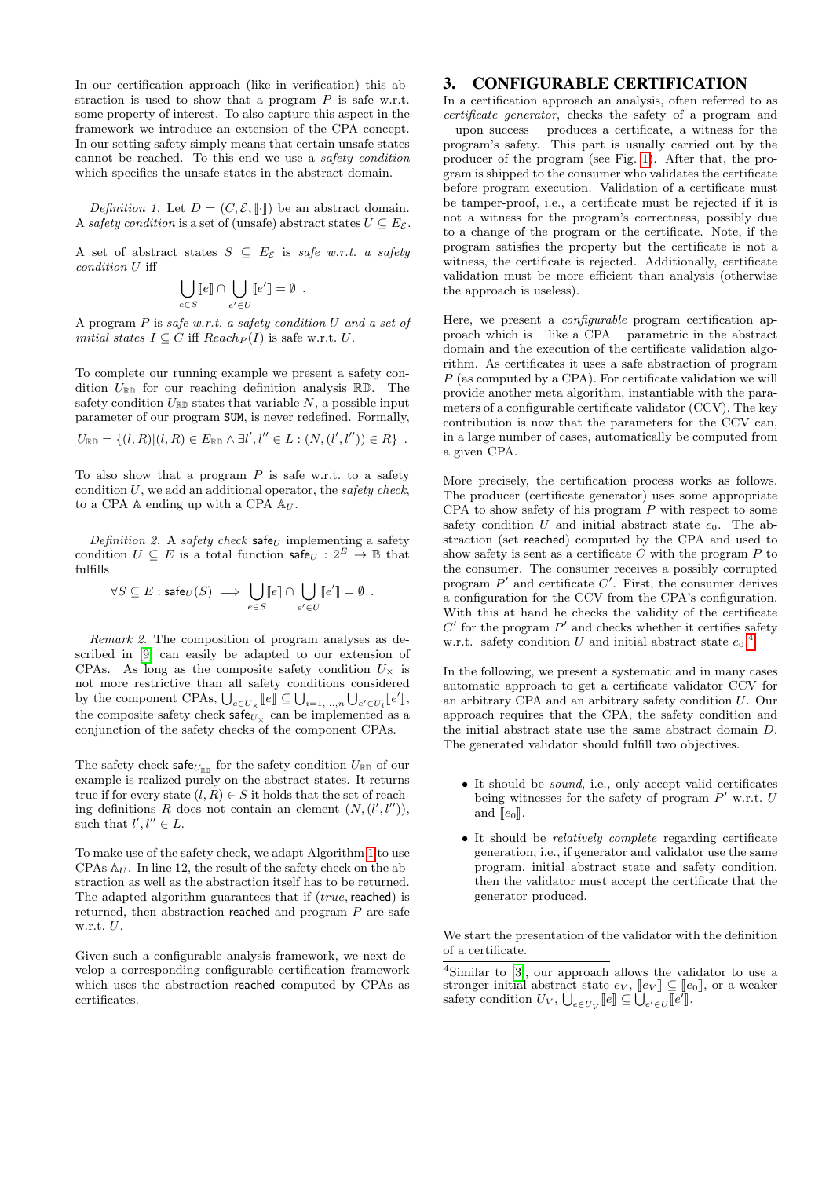In our certification approach (like in verification) this abstraction is used to show that a program $P$ is safe w.r.t. some property of interest. To also capture this aspect in the framework we introduce an extension of the CPA concept. In our setting safety simply means that certain unsafe states cannot be reached. To this end we use a *safety condition* which specifies the unsafe states in the abstract domain.

*Definition 1.* Let $D = (C, \mathcal{E}, [\![\cdot]\!])$ be an abstract domain. A *safety condition* is a set of (unsafe) abstract states $U \subseteq E_{\mathcal{E}}$.

A set of abstract states $S \subseteq E_{\mathcal{E}}$ is *safe w.r.t. a safety condition* $U$ iff

$$\bigcup_{e \in S} [\![e]\!] \cap \bigcup_{e' \in U} [\![e']\!] = \emptyset \ .$$

A program $P$ is *safe w.r.t. a safety condition* $U$ *and a set of initial states* $I \subseteq C$ iff $Reach_P(I)$ is safe w.r.t. $U$.

To complete our running example we present a safety condition $U_{\mathbb{RD}}$ for our reaching definition analysis $\mathbb{RD}$. The safety condition $U_{\mathbb{RD}}$ states that variable $N$, a possible input parameter of our program SUM, is never redefined. Formally,

$$U_{\mathbb{RD}} = \{(l, R) | (l, R) \in E_{\mathbb{RD}} \wedge \exists l', l'' \in L : (N, (l', l'')) \in R\} \ .$$

To also show that a program $P$ is safe w.r.t. to a safety condition $U$, we add an additional operator, the *safety check*, to a CPA $\mathbb{A}$ ending up with a CPA $\mathbb{A}_U$.

*Definition 2.* A *safety check* $\mathsf{safe}_U$ implementing a safety condition $U \subseteq E$ is a total function $\mathsf{safe}_U : 2^E \rightarrow \mathbb{B}$ that fulfills

$$\forall S \subseteq E : \mathsf{safe}_U(S) \implies \bigcup_{e \in S} [\![e]\!] \cap \bigcup_{e' \in U} [\![e']\!] = \emptyset \ .$$

*Remark 2.* The composition of program analyses as described in [9] can easily be adapted to our extension of CPAs. As long as the composite safety condition $U_\times$ is not more restrictive than all safety conditions considered by the component CPAs, $\bigcup_{e \in U_\times} [\![e]\!] \subseteq \bigcup_{i=1,\ldots,n} \bigcup_{e' \in U_i} [\![e']\!]$, the composite safety check $\mathsf{safe}_{U_\times}$ can be implemented as a conjunction of the safety checks of the component CPAs.

The safety check $\mathsf{safe}_{U_{\mathbb{RD}}}$ for the safety condition $U_{\mathbb{RD}}$ of our example is realized purely on the abstract states. It returns true if for every state $(l, R) \in S$ it holds that the set of reaching definitions $R$ does not contain an element $(N, (l', l''))$, such that $l', l'' \in L$.

To make use of the safety check, we adapt Algorithm 1 to use CPAs $\mathbb{A}_U$. In line 12, the result of the safety check on the abstraction as well as the abstraction itself has to be returned. The adapted algorithm guarantees that if $(true, \mathsf{reached})$ is returned, then abstraction reached and program $P$ are safe w.r.t. $U$.

Given such a configurable analysis framework, we next develop a corresponding configurable certification framework which uses the abstraction reached computed by CPAs as certificates.

# 3. CONFIGURABLE CERTIFICATION

In a certification approach an analysis, often referred to as *certificate generator*, checks the safety of a program and – upon success – produces a certificate, a witness for the program's safety. This part is usually carried out by the producer of the program (see Fig. 1). After that, the program is shipped to the consumer who validates the certificate before program execution. Validation of a certificate must be tamper-proof, i.e., a certificate must be rejected if it is not a witness for the program's correctness, possibly due to a change of the program or the certificate. Note, if the program satisfies the property but the certificate is not a witness, the certificate is rejected. Additionally, certificate validation must be more efficient than analysis (otherwise the approach is useless).

Here, we present a *configurable* program certification approach which is – like a CPA – parametric in the abstract domain and the execution of the certificate validation algorithm. As certificates it uses a safe abstraction of program $P$ (as computed by a CPA). For certificate validation we will provide another meta algorithm, instantiable with the parameters of a configurable certificate validator (CCV). The key contribution is now that the parameters for the CCV can, in a large number of cases, automatically be computed from a given CPA.

More precisely, the certification process works as follows. The producer (certificate generator) uses some appropriate CPA to show safety of his program $P$ with respect to some safety condition $U$ and initial abstract state $e_0$. The abstraction (set reached) computed by the CPA and used to show safety is sent as a certificate $C$ with the program $P$ to the consumer. The consumer receives a possibly corrupted program $P'$ and certificate $C'$. First, the consumer derives a configuration for the CCV from the CPA's configuration. With this at hand he checks the validity of the certificate $C'$ for the program $P'$ and checks whether it certifies safety w.r.t. safety condition $U$ and initial abstract state $e_0$.[4]

In the following, we present a systematic and in many cases automatic approach to get a certificate validator CCV for an arbitrary CPA and an arbitrary safety condition $U$. Our approach requires that the CPA, the safety condition and the initial abstract state use the same abstract domain $D$. The generated validator should fulfill two objectives.

- It should be *sound*, i.e., only accept valid certificates being witnesses for the safety of program $P'$ w.r.t. $U$ and $[\![e_0]\!]$.
- It should be *relatively complete* regarding certificate generation, i.e., if generator and validator use the same program, initial abstract state and safety condition, then the validator must accept the certificate that the generator produced.

We start the presentation of the validator with the definition of a certificate.

[4]Similar to [3], our approach allows the validator to use a stronger initial abstract state $e_V$, $[\![e_V]\!] \subseteq [\![e_0]\!]$, or a weaker safety condition $U_V$, $\bigcup_{e \in U_V} [\![e]\!] \subseteq \bigcup_{e' \in U} [\![e']\!]$.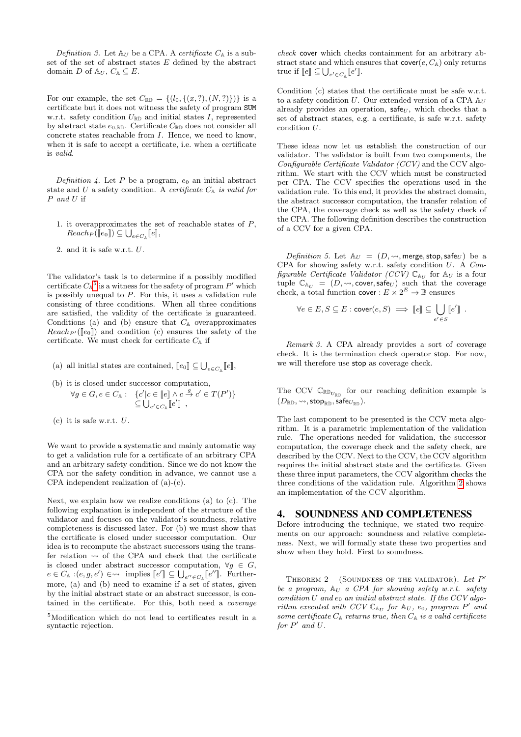*Definition 3.* Let $\mathbb{A}_U$ be a CPA. A *certificate* $C_\mathbb{A}$ is a subset of the set of abstract states $E$ defined by the abstract domain $D$ of $\mathbb{A}_U$, $C_\mathbb{A} \subseteq E$.

For our example, the set $C_{\mathbb{RD}} = \{(l_0, \{(x, ?), (N, ?)\})\}$ is a certificate but it does not witness the safety of program SUM w.r.t. safety condition $U_{\mathbb{RD}}$ and initial states $I$, represented by abstract state $e_{0,\mathbb{RD}}$. Certificate $C_{\mathbb{RD}}$ does not consider all concrete states reachable from $I$. Hence, we need to know, when it is safe to accept a certificate, i.e. when a certificate is *valid*.

*Definition 4.* Let $P$ be a program, $e_0$ an initial abstract state and $U$ a safety condition. A *certificate $C_\mathbb{A}$ is valid for $P$ and $U$* if

1. it overapproximates the set of reachable states of $P$, $Reach_P(\llbracket e_0 \rrbracket) \subseteq \bigcup_{e \in C_\mathbb{A}} \llbracket e \rrbracket$,
2. and it is safe w.r.t. $U$.

The validator's task is to determine if a possibly modified certificate $C_\mathbb{A}$[5] is a witness for the safety of program $P'$ which is possibly unequal to $P$. For this, it uses a validation rule consisting of three conditions. When all three conditions are satisfied, the validity of the certificate is guaranteed. Conditions (a) and (b) ensure that $C_\mathbb{A}$ overapproximates $Reach_{P'}(\llbracket e_0 \rrbracket)$ and condition (c) ensures the safety of the certificate. We must check for certificate $C_\mathbb{A}$ if

(a) all initial states are contained, $\llbracket e_0 \rrbracket \subseteq \bigcup_{e \in C_\mathbb{A}} \llbracket e \rrbracket$,

(b) it is closed under successor computation,
$\forall g \in G, e \in C_\mathbb{A} : \{c' | c \in \llbracket e \rrbracket \wedge c \xrightarrow{g} c' \in T(P')\} \subseteq \bigcup_{e' \in C_\mathbb{A}} \llbracket e' \rrbracket$ ,

(c) it is safe w.r.t. $U$.

We want to provide a systematic and mainly automatic way to get a validation rule for a certificate of an arbitrary CPA and an arbitrary safety condition. Since we do not know the CPA nor the safety condition in advance, we cannot use a CPA independent realization of (a)-(c).

Next, we explain how we realize conditions (a) to (c). The following explanation is independent of the structure of the validator and focuses on the validator's soundness, relative completeness is discussed later. For (b) we must show that the certificate is closed under successor computation. Our idea is to recompute the abstract successors using the transfer relation $\rightsquigarrow$ of the CPA and check that the certificate is closed under abstract successor computation, $\forall g \in G$, $e \in C_\mathbb{A} : (e, g, e') \in \rightsquigarrow$ implies $\llbracket e' \rrbracket \subseteq \bigcup_{e'' \in C_\mathbb{A}} \llbracket e'' \rrbracket$. Furthermore, (a) and (b) need to examine if a set of states, given by the initial abstract state or an abstract successor, is contained in the certificate. For this, both need a *coverage check* cover which checks containment for an arbitrary abstract state and which ensures that $\mathsf{cover}(e, C_\mathbb{A})$ only returns true if $\llbracket e \rrbracket \subseteq \bigcup_{e' \in C_\mathbb{A}} \llbracket e' \rrbracket$.

Condition (c) states that the certificate must be safe w.r.t. to a safety condition $U$. Our extended version of a CPA $\mathbb{A}_U$ already provides an operation, $\mathsf{safe}_U$, which checks that a set of abstract states, e.g. a certificate, is safe w.r.t. safety condition $U$.

These ideas now let us establish the construction of our validator. The validator is built from two components, the *Configurable Certificate Validator (CCV)* and the CCV algorithm. We start with the CCV which must be constructed per CPA. The CCV specifies the operations used in the validation rule. To this end, it provides the abstract domain, the abstract successor computation, the transfer relation of the CPA, the coverage check as well as the safety check of the CPA. The following definition describes the construction of a CCV for a given CPA.

*Definition 5.* Let $\mathbb{A}_U = (D, \rightsquigarrow, \mathsf{merge}, \mathsf{stop}, \mathsf{safe}_U)$ be a CPA for showing safety w.r.t. safety condition $U$. A *Configurable Certificate Validator (CCV)* $\mathbb{C}_{\mathbb{A}_U}$ for $\mathbb{A}_U$ is a four tuple $\mathbb{C}_{\mathbb{A}_U} = (D, \rightsquigarrow, \mathsf{cover}, \mathsf{safe}_U)$ such that the coverage check, a total function $\mathsf{cover} : E \times 2^E \to \mathbb{B}$ ensures

$$\forall e \in E, S \subseteq E : \mathsf{cover}(e, S) \implies \llbracket e \rrbracket \subseteq \bigcup_{e' \in S} \llbracket e' \rrbracket \ .$$

*Remark 3.* A CPA already provides a sort of coverage check. It is the termination check operator stop. For now, we will therefore use stop as coverage check.

The CCV $\mathbb{C}_{\mathbb{RD}_{U_{\mathbb{RD}}}}$ for our reaching definition example is $(D_{\mathbb{RD}}, \rightsquigarrow, \mathsf{stop}_{\mathbb{RD}}, \mathsf{safe}_{U_{\mathbb{RD}}})$.

The last component to be presented is the CCV meta algorithm. It is a parametric implementation of the validation rule. The operations needed for validation, the successor computation, the coverage check and the safety check, are described by the CCV. Next to the CCV, the CCV algorithm requires the initial abstract state and the certificate. Given these three input parameters, the CCV algorithm checks the three conditions of the validation rule. Algorithm 2 shows an implementation of the CCV algorithm.

## 4. SOUNDNESS AND COMPLETENESS

Before introducing the technique, we stated two requirements on our approach: soundness and relative completeness. Next, we will formally state these two properties and show when they hold. First to soundness.

THEOREM 2 (SOUNDNESS OF THE VALIDATOR). *Let $P'$ be a program, $\mathbb{A}_U$ a CPA for showing safety w.r.t. safety condition $U$ and $e_0$ an initial abstract state. If the CCV algorithm executed with CCV $\mathbb{C}_{\mathbb{A}_U}$ for $\mathbb{A}_U$, $e_0$, program $P'$ and some certificate $C_\mathbb{A}$ returns true, then $C_\mathbb{A}$ is a valid certificate for $P'$ and $U$.*

[5] Modification which do not lead to certificates result in a syntactic rejection.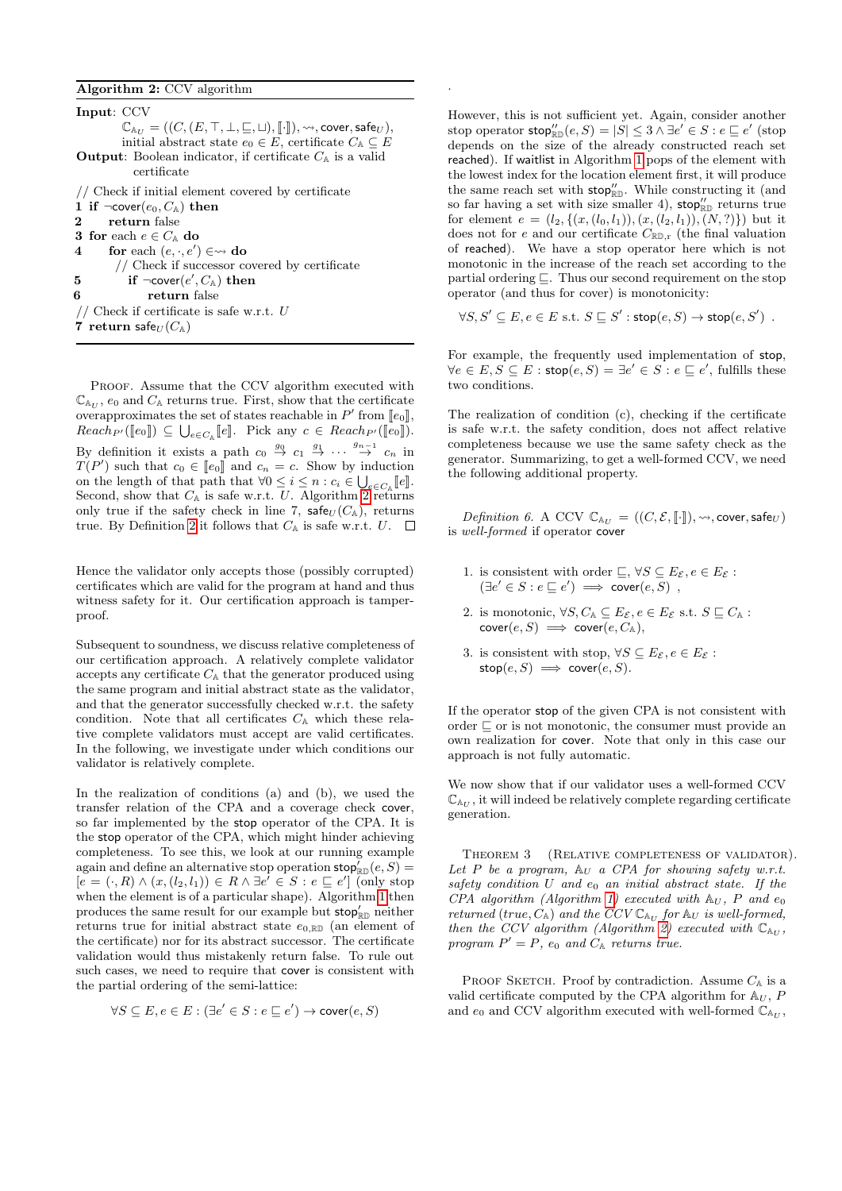**Algorithm 2:** CCV algorithm

**Input**: CCV
$\mathbb{C}_{\mathbb{A}_U} = ((C,(E,\top,\bot,\sqsubseteq,\sqcup),[\![\cdot]\!]),\rightsquigarrow,\mathsf{cover},\mathsf{safe}_U)$,
initial abstract state $e_0 \in E$, certificate $C_{\mathbb{A}} \subseteq E$

**Output**: Boolean indicator, if certificate $C_{\mathbb{A}}$ is a valid certificate

```
   // Check if initial element covered by certificate
1  if ¬cover(e_0, C_A) then
2      return false
3  for each e ∈ C_A do
4      for each (e, ·, e') ∈ ⇝ do
           // Check if successor covered by certificate
5          if ¬cover(e', C_A) then
6              return false
   // Check if certificate is safe w.r.t. U
7  return safe_U(C_A)
```

Proof. Assume that the CCV algorithm executed with $\mathbb{C}_{\mathbb{A}_U}$, $e_0$ and $C_{\mathbb{A}}$ returns true. First, show that the certificate overapproximates the set of states reachable in $P'$ from $[\![e_0]\!]$, $Reach_{P'}([\![e_0]\!]) \subseteq \bigcup_{e\in C_{\mathbb{A}}}[\![e]\!]$. Pick any $c \in Reach_{P'}([\![e_0]\!])$. By definition it exists a path $c_0 \stackrel{g_0}{\rightarrow} c_1 \stackrel{g_1}{\rightarrow} \cdots \stackrel{g_{n-1}}{\rightarrow} c_n$ in $T(P')$ such that $c_0 \in [\![e_0]\!]$ and $c_n = c$. Show by induction on the length of that path that $\forall 0 \leq i \leq n : c_i \in \bigcup_{e\in C_{\mathbb{A}}}[\![e]\!]$. Second, show that $C_{\mathbb{A}}$ is safe w.r.t. $U$. Algorithm 2 returns only true if the safety check in line 7, $\mathsf{safe}_U(C_{\mathbb{A}})$, returns true. By Definition 2 it follows that $C_{\mathbb{A}}$ is safe w.r.t. $U$. ☐

Hence the validator only accepts those (possibly corrupted) certificates which are valid for the program at hand and thus witness safety for it. Our certification approach is tamper-proof.

Subsequent to soundness, we discuss relative completeness of our certification approach. A relatively complete validator accepts any certificate $C_{\mathbb{A}}$ that the generator produced using the same program and initial abstract state as the validator, and that the generator successfully checked w.r.t. the safety condition. Note that all certificates $C_{\mathbb{A}}$ which these relative complete validators must accept are valid certificates. In the following, we investigate under which conditions our validator is relatively complete.

In the realization of conditions (a) and (b), we used the transfer relation of the CPA and a coverage check cover, so far implemented by the stop operator of the CPA. It is the stop operator of the CPA, which might hinder achieving completeness. To see this, we look at our running example again and define an alternative stop operation $\mathsf{stop}'_{\mathbb{RD}}(e,S) = [e = (\cdot,R) \wedge (x,(l_2,l_1)) \in R \wedge \exists e' \in S : e \sqsubseteq e']$ (only stop when the element is of a particular shape). Algorithm 1 then produces the same result for our example but $\mathsf{stop}'_{\mathbb{RD}}$ neither returns true for initial abstract state $e_{0,\mathbb{RD}}$ (an element of the certificate) nor for its abstract successor. The certificate validation would thus mistakenly return false. To rule out such cases, we need to require that cover is consistent with the partial ordering of the semi-lattice:

$$\forall S \subseteq E, e \in E : (\exists e' \in S : e \sqsubseteq e') \rightarrow \mathsf{cover}(e,S)$$

.

However, this is not sufficient yet. Again, consider another stop operator $\mathsf{stop}''_{\mathbb{RD}}(e,S) = |S| \leq 3 \wedge \exists e' \in S : e \sqsubseteq e'$ (stop depends on the size of the already constructed reach set reached). If waitlist in Algorithm 1 pops of the element with the lowest index for the location element first, it will produce the same reach set with $\mathsf{stop}''_{\mathbb{RD}}$. While constructing it (and so far having a set with size smaller 4), $\mathsf{stop}''_{\mathbb{RD}}$ returns true for element $e = (l_2, \{(x,(l_0,l_1)),(x,(l_2,l_1)),(N,?)\})$ but it does not for $e$ and our certificate $C_{\mathbb{RD},\mathrm{r}}$ (the final valuation of reached). We have a stop operator here which is not monotonic in the increase of the reach set according to the partial ordering $\sqsubseteq$. Thus our second requirement on the stop operator (and thus for cover) is monotonicity:

$$\forall S,S' \subseteq E, e \in E \text{ s.t. } S \sqsubseteq S' : \mathsf{stop}(e,S) \rightarrow \mathsf{stop}(e,S') \enspace .$$

For example, the frequently used implementation of stop, $\forall e \in E, S \subseteq E : \mathsf{stop}(e,S) = \exists e' \in S : e \sqsubseteq e'$, fulfills these two conditions.

The realization of condition (c), checking if the certificate is safe w.r.t. the safety condition, does not affect relative completeness because we use the same safety check as the generator. Summarizing, to get a well-formed CCV, we need the following additional property.

*Definition 6.* A CCV $\mathbb{C}_{\mathbb{A}_U} = ((C,\mathcal{E},[\![\cdot]\!]),\rightsquigarrow,\mathsf{cover},\mathsf{safe}_U)$ is *well-formed* if operator cover

1. is consistent with order $\sqsubseteq$, $\forall S \subseteq E_{\mathcal{E}}, e \in E_{\mathcal{E}}$ : $(\exists e' \in S : e \sqsubseteq e') \implies \mathsf{cover}(e,S)$ ,
2. is monotonic, $\forall S, C_{\mathbb{A}} \subseteq E_{\mathcal{E}}, e \in E_{\mathcal{E}}$ s.t. $S \sqsubseteq C_{\mathbb{A}}$ : $\mathsf{cover}(e,S) \implies \mathsf{cover}(e,C_{\mathbb{A}})$,
3. is consistent with stop, $\forall S \subseteq E_{\mathcal{E}}, e \in E_{\mathcal{E}}$ : $\mathsf{stop}(e,S) \implies \mathsf{cover}(e,S)$.

If the operator stop of the given CPA is not consistent with order $\sqsubseteq$ or is not monotonic, the consumer must provide an own realization for cover. Note that only in this case our approach is not fully automatic.

We now show that if our validator uses a well-formed CCV $\mathbb{C}_{\mathbb{A}_U}$, it will indeed be relatively complete regarding certificate generation.

Theorem 3 (Relative completeness of validator). *Let $P$ be a program, $\mathbb{A}_U$ a CPA for showing safety w.r.t. safety condition $U$ and $e_0$ an initial abstract state. If the CPA algorithm (Algorithm 1) executed with $\mathbb{A}_U$, $P$ and $e_0$ returned $(true, C_{\mathbb{A}})$ and the CCV $\mathbb{C}_{\mathbb{A}_U}$ for $\mathbb{A}_U$ is well-formed, then the CCV algorithm (Algorithm 2) executed with $\mathbb{C}_{\mathbb{A}_U}$, program $P' = P$, $e_0$ and $C_{\mathbb{A}}$ returns true.*

Proof Sketch. Proof by contradiction. Assume $C_{\mathbb{A}}$ is a valid certificate computed by the CPA algorithm for $\mathbb{A}_U$, $P$ and $e_0$ and CCV algorithm executed with well-formed $\mathbb{C}_{\mathbb{A}_U}$,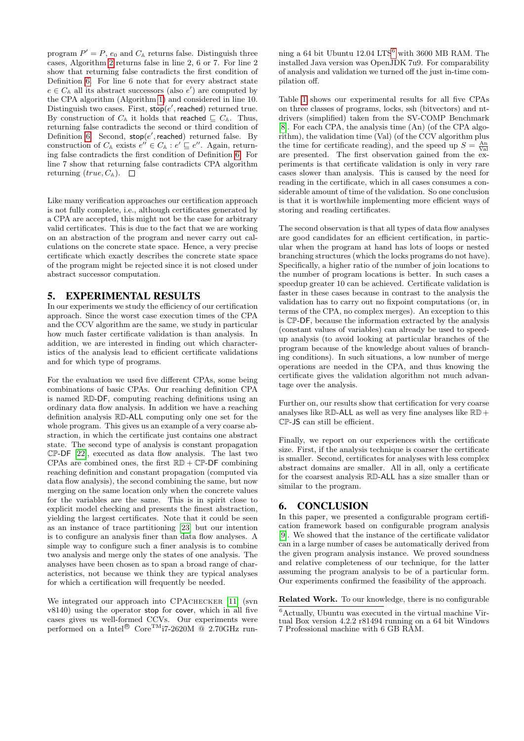program $P' = P$, $e_0$ and $C_{\mathbb{A}}$ returns false. Distinguish three cases, Algorithm 2 returns false in line 2, 6 or 7. For line 2 show that returning false contradicts the first condition of Definition 6. For line 6 note that for every abstract state $e \in C_{\mathbb{A}}$ all its abstract successors (also $e'$) are computed by the CPA algorithm (Algorithm 1) and considered in line 10. Distinguish two cases. First, $\mathsf{stop}(e', \mathsf{reached})$ returned true. By construction of $C_{\mathbb{A}}$ it holds that $\mathsf{reached} \sqsubseteq C_{\mathbb{A}}$. Thus, returning false contradicts the second or third condition of Definition 6. Second, $\mathsf{stop}(e', \mathsf{reached})$ returned false. By construction of $C_{\mathbb{A}}$ exists $e'' \in C_{\mathbb{A}} : e' \sqsubseteq e''$. Again, returning false contradicts the first condition of Definition 6. For line 7 show that returning false contradicts CPA algorithm returning $(true, C_{\mathbb{A}})$. □

Like many verification approaches our certification approach is not fully complete, i.e., although certificates generated by a CPA are accepted, this might not be the case for arbitrary valid certificates. This is due to the fact that we are working on an abstraction of the program and never carry out calculations on the concrete state space. Hence, a very precise certificate which exactly describes the concrete state space of the program might be rejected since it is not closed under abstract successor computation.

## 5. EXPERIMENTAL RESULTS

In our experiments we study the efficiency of our certification approach. Since the worst case execution times of the CPA and the CCV algorithm are the same, we study in particular how much faster certificate validation is than analysis. In addition, we are interested in finding out which characteristics of the analysis lead to efficient certificate validations and for which type of programs.

For the evaluation we used five different CPAs, some being combinations of basic CPAs. Our reaching definition CPA is named $\mathbb{RD}$-DF, computing reaching definitions using an ordinary data flow analysis. In addition we have a reaching definition analysis $\mathbb{RD}$-ALL computing only one set for the whole program. This gives us an example of a very coarse abstraction, in which the certificate just contains one abstract state. The second type of analysis is constant propagation $\mathbb{CP}$-DF [22], executed as data flow analysis. The last two CPAs are combined ones, the first $\mathbb{RD} + \mathbb{CP}$-DF combining reaching definition and constant propagation (computed via data flow analysis), the second combining the same, but now merging on the same location only when the concrete values for the variables are the same. This is in spirit close to explicit model checking and presents the finest abstraction, yielding the largest certificates. Note that it could be seen as an instance of trace partitioning [23] but our intention is to configure an analysis finer than data flow analyses. A simple way to configure such a finer analysis is to combine two analysis and merge only the states of one analysis. The analyses have been chosen as to span a broad range of characteristics, not because we think they are typical analyses for which a certification will frequently be needed.

We integrated our approach into CPACHECKER [11] (svn v8140) using the operator $\mathsf{stop}$ for $\mathsf{cover}$, which in all five cases gives us well-formed CCVs. Our experiments were performed on a Intel® Core™i7-2620M @ 2.70GHz running a 64 bit Ubuntu 12.04 LTS[6] with 3600 MB RAM. The installed Java version was OpenJDK 7u9. For comparability of analysis and validation we turned off the just in-time compilation off.

Table 1 shows our experimental results for all five CPAs on three classes of programs, locks, ssh (bitvectors) and nt-drivers (simplified) taken from the SV-COMP Benchmark [8]. For each CPA, the analysis time (An) (of the CPA algorithm), the validation time (Val) (of the CCV algorithm plus the time for certificate reading), and the speed up $S = \frac{\text{An}}{\text{Val}}$ are presented. The first observation gained from the experiments is that certificate validation is only in very rare cases slower than analysis. This is caused by the need for reading in the certificate, which in all cases consumes a considerable amount of time of the validation. So one conclusion is that it is worthwhile implementing more efficient ways of storing and reading certificates.

The second observation is that all types of data flow analyses are good candidates for an efficient certification, in particular when the program at hand has lots of loops or nested branching structures (which the locks programs do not have). Specifically, a higher ratio of the number of join locations to the number of program locations is better. In such cases a speedup greater 10 can be achieved. Certificate validation is faster in these cases because in contrast to the analysis the validation has to carry out no fixpoint computations (or, in terms of the CPA, no complex merges). An exception to this is $\mathbb{CP}$-DF, because the information extracted by the analysis (constant values of variables) can already be used to speed-up analysis (to avoid looking at particular branches of the program because of the knowledge about values of branching conditions). In such situations, a low number of merge operations are needed in the CPA, and thus knowing the certificate gives the validation algorithm not much advantage over the analysis.

Further on, our results show that certification for very coarse analyses like $\mathbb{RD}$-ALL as well as very fine analyses like $\mathbb{RD} + \mathbb{CP}$-JS can still be efficient.

Finally, we report on our experiences with the certificate size. First, if the analysis technique is coarser the certificate is smaller. Second, certificates for analyses with less complex abstract domains are smaller. All in all, only a certificate for the coarsest analysis $\mathbb{RD}$-ALL has a size smaller than or similar to the program.

## 6. CONCLUSION

In this paper, we presented a configurable program certification framework based on configurable program analysis [9]. We showed that the instance of the certificate validator can in a large number of cases be automatically derived from the given program analysis instance. We proved soundness and relative completeness of our technique, for the latter assuming the program analysis to be of a particular form. Our experiments confirmed the feasibility of the approach.

**Related Work.** To our knowledge, there is no configurable

[6]Actually, Ubuntu was executed in the virtual machine Virtual Box version 4.2.2 r81494 running on a 64 bit Windows 7 Professional machine with 6 GB RAM.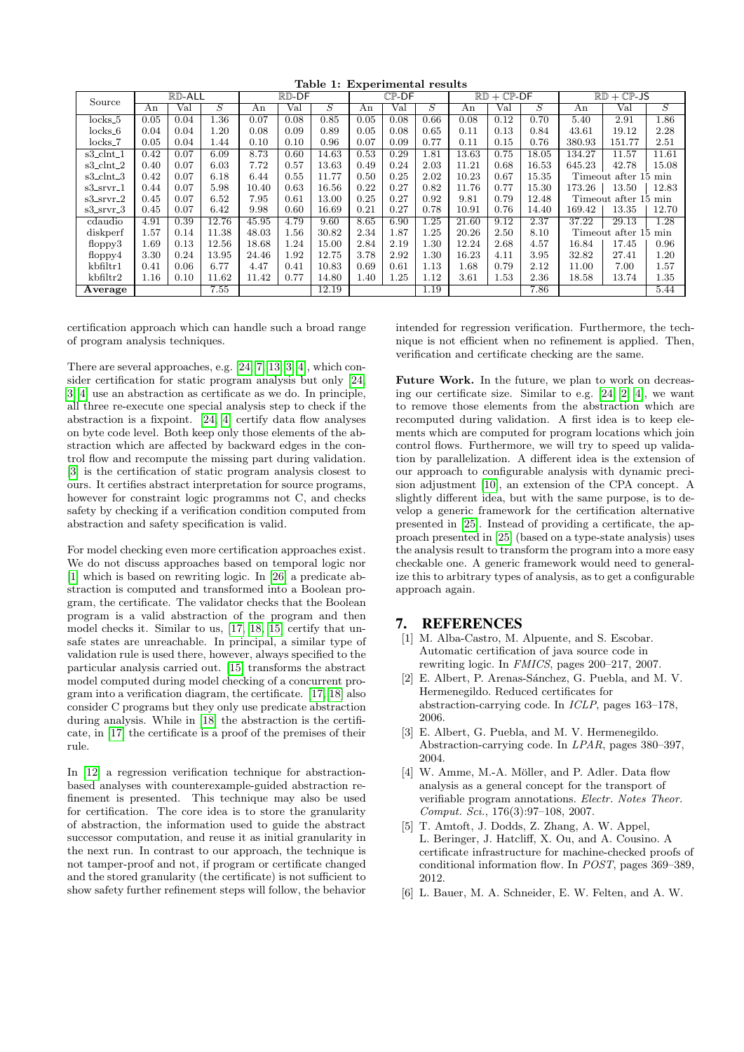**Table 1: Experimental results**

| Source | $\mathbb{RD}$-ALL | | | $\mathbb{RD}$-DF | | | $\mathbb{CP}$-DF | | | $\mathbb{RD}+\mathbb{CP}$-DF | | | $\mathbb{RD}+\mathbb{CP}$-JS | | |
|---|---|---|---|---|---|---|---|---|---|---|---|---|---|---|---|
| | An | Val | $S$ | An | Val | $S$ | An | Val | $S$ | An | Val | $S$ | An | Val | $S$ |
| locks_5 | 0.05 | 0.04 | 1.36 | 0.07 | 0.08 | 0.85 | 0.05 | 0.08 | 0.66 | 0.08 | 0.12 | 0.70 | 5.40 | 2.91 | 1.86 |
| locks_6 | 0.04 | 0.04 | 1.20 | 0.08 | 0.09 | 0.89 | 0.05 | 0.08 | 0.65 | 0.11 | 0.13 | 0.84 | 43.61 | 19.12 | 2.28 |
| locks_7 | 0.05 | 0.04 | 1.44 | 0.10 | 0.10 | 0.96 | 0.07 | 0.09 | 0.77 | 0.11 | 0.15 | 0.76 | 380.93 | 151.77 | 2.51 |
| s3_clnt_1 | 0.42 | 0.07 | 6.09 | 8.73 | 0.60 | 14.63 | 0.53 | 0.29 | 1.81 | 13.63 | 0.75 | 18.05 | 134.27 | 11.57 | 11.61 |
| s3_clnt_2 | 0.40 | 0.07 | 6.03 | 7.72 | 0.57 | 13.63 | 0.49 | 0.24 | 2.03 | 11.21 | 0.68 | 16.53 | 645.23 | 42.78 | 15.08 |
| s3_clnt_3 | 0.42 | 0.07 | 6.18 | 6.44 | 0.55 | 11.77 | 0.50 | 0.25 | 2.02 | 10.23 | 0.67 | 15.35 | Timeout after 15 min | | |
| s3_srvr_1 | 0.44 | 0.07 | 5.98 | 10.40 | 0.63 | 16.56 | 0.22 | 0.27 | 0.82 | 11.76 | 0.77 | 15.30 | 173.26 | 13.50 | 12.83 |
| s3_srvr_2 | 0.45 | 0.07 | 6.52 | 7.95 | 0.61 | 13.00 | 0.25 | 0.27 | 0.92 | 9.81 | 0.79 | 12.48 | Timeout after 15 min | | |
| s3_srvr_3 | 0.45 | 0.07 | 6.42 | 9.98 | 0.60 | 16.69 | 0.21 | 0.27 | 0.78 | 10.91 | 0.76 | 14.40 | 169.42 | 13.35 | 12.70 |
| cdaudio | 4.91 | 0.39 | 12.76 | 45.95 | 4.79 | 9.60 | 8.65 | 6.90 | 1.25 | 21.60 | 9.12 | 2.37 | 37.22 | 29.13 | 1.28 |
| diskperf | 1.57 | 0.14 | 11.38 | 48.03 | 1.56 | 30.82 | 2.34 | 1.87 | 1.25 | 20.26 | 2.50 | 8.10 | Timeout after 15 min | | |
| floppy3 | 1.69 | 0.13 | 12.56 | 18.68 | 1.24 | 15.00 | 2.84 | 2.19 | 1.30 | 12.24 | 2.68 | 4.57 | 16.84 | 17.45 | 0.96 |
| floppy4 | 3.30 | 0.24 | 13.95 | 24.46 | 1.92 | 12.75 | 3.78 | 2.92 | 1.30 | 16.23 | 4.11 | 3.95 | 32.82 | 27.41 | 1.20 |
| kbfiltr1 | 0.41 | 0.06 | 6.77 | 4.47 | 0.41 | 10.83 | 0.69 | 0.61 | 1.13 | 1.68 | 0.79 | 2.12 | 11.00 | 7.00 | 1.57 |
| kbfiltr2 | 1.16 | 0.10 | 11.62 | 11.42 | 0.77 | 14.80 | 1.40 | 1.25 | 1.12 | 3.61 | 1.53 | 2.36 | 18.58 | 13.74 | 1.35 |
| **Average** | | | 7.55 | | | 12.19 | | | 1.19 | | | 7.86 | | | 5.44 |

certification approach which can handle such a broad range of program analysis techniques.

There are several approaches, e.g. [24, 7, 13, 3, 4], which consider certification for static program analysis but only [24, 3, 4] use an abstraction as certificate as we do. In principle, all three re-execute one special analysis step to check if the abstraction is a fixpoint. [24, 4] certify data flow analyses on byte code level. Both keep only those elements of the abstraction which are affected by backward edges in the control flow and recompute the missing part during validation. [3] is the certification of static program analysis closest to ours. It certifies abstract interpretation for source programs, however for constraint logic programms not C, and checks safety by checking if a verification condition computed from abstraction and safety specification is valid.

For model checking even more certification approaches exist. We do not discuss approaches based on temporal logic nor [1] which is based on rewriting logic. In [26] a predicate abstraction is computed and transformed into a Boolean program, the certificate. The validator checks that the Boolean program is a valid abstraction of the program and then model checks it. Similar to us, [17, 18, 15] certify that unsafe states are unreachable. In principal, a similar type of validation rule is used there, however, always specified to the particular analysis carried out. [15] transforms the abstract model computed during model checking of a concurrent program into a verification diagram, the certificate. [17, 18] also consider C programs but they only use predicate abstraction during analysis. While in [18] the abstraction is the certificate, in [17] the certificate is a proof of the premises of their rule.

In [12] a regression verification technique for abstraction-based analyses with counterexample-guided abstraction refinement is presented. This technique may also be used for certification. The core idea is to store the granularity of abstraction, the information used to guide the abstract successor computation, and reuse it as initial granularity in the next run. In contrast to our approach, the technique is not tamper-proof and not, if program or certificate changed and the stored granularity (the certificate) is not sufficient to show safety further refinement steps will follow, the behavior intended for regression verification. Furthermore, the technique is not efficient when no refinement is applied. Then, verification and certificate checking are the same.

**Future Work.** In the future, we plan to work on decreasing our certificate size. Similar to e.g. [24, 2, 4], we want to remove those elements from the abstraction which are recomputed during validation. A first idea is to keep elements which are computed for program locations which join control flows. Furthermore, we will try to speed up validation by parallelization. A different idea is the extension of our approach to configurable analysis with dynamic precision adjustment [10], an extension of the CPA concept. A slightly different idea, but with the same purpose, is to develop a generic framework for the certification alternative presented in [25]. Instead of providing a certificate, the approach presented in [25] (based on a type-state analysis) uses the analysis result to transform the program into a more easy checkable one. A generic framework would need to generalize this to arbitrary types of analysis, as to get a configurable approach again.

## 7. REFERENCES

[1] M. Alba-Castro, M. Alpuente, and S. Escobar. Automatic certification of java source code in rewriting logic. In *FMICS*, pages 200–217, 2007.

[2] E. Albert, P. Arenas-Sánchez, G. Puebla, and M. V. Hermenegildo. Reduced certificates for abstraction-carrying code. In *ICLP*, pages 163–178, 2006.

[3] E. Albert, G. Puebla, and M. V. Hermenegildo. Abstraction-carrying code. In *LPAR*, pages 380–397, 2004.

[4] W. Amme, M.-A. Möller, and P. Adler. Data flow analysis as a general concept for the transport of verifiable program annotations. *Electr. Notes Theor. Comput. Sci.*, 176(3):97–108, 2007.

[5] T. Amtoft, J. Dodds, Z. Zhang, A. W. Appel, L. Beringer, J. Hatcliff, X. Ou, and A. Cousino. A certificate infrastructure for machine-checked proofs of conditional information flow. In *POST*, pages 369–389, 2012.

[6] L. Bauer, M. A. Schneider, E. W. Felten, and A. W.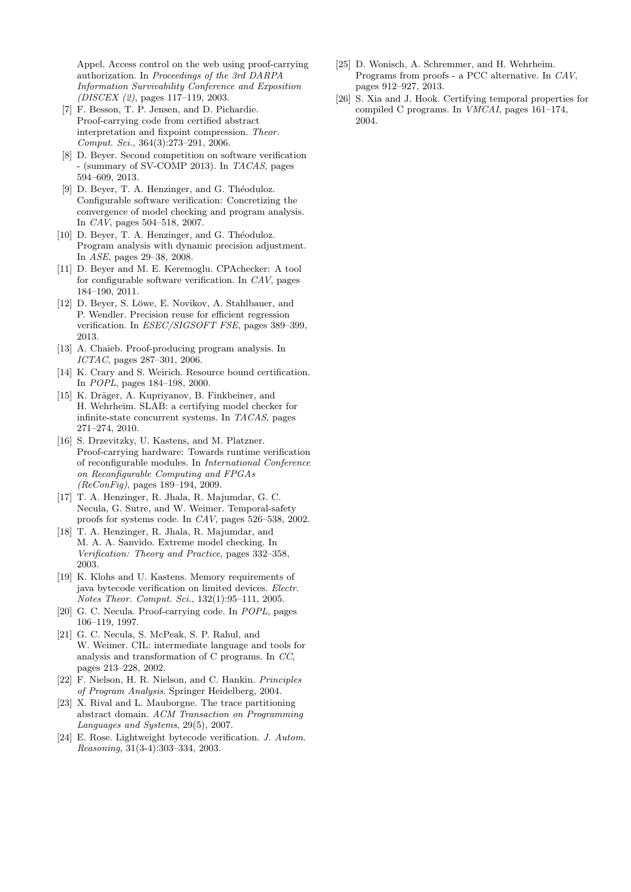Appel. Access control on the web using proof-carrying authorization. In *Proceedings of the 3rd DARPA Information Survivability Conference and Exposition (DISCEX (2)*, pages 117–119, 2003.

[7] F. Besson, T. P. Jensen, and D. Pichardie. Proof-carrying code from certified abstract interpretation and fixpoint compression. *Theor. Comput. Sci.*, 364(3):273–291, 2006.

[8] D. Beyer. Second competition on software verification - (summary of SV-COMP 2013). In *TACAS*, pages 594–609, 2013.

[9] D. Beyer, T. A. Henzinger, and G. Théoduloz. Configurable software verification: Concretizing the convergence of model checking and program analysis. In *CAV*, pages 504–518, 2007.

[10] D. Beyer, T. A. Henzinger, and G. Théoduloz. Program analysis with dynamic precision adjustment. In *ASE*, pages 29–38, 2008.

[11] D. Beyer and M. E. Keremoglu. CPAchecker: A tool for configurable software verification. In *CAV*, pages 184–190, 2011.

[12] D. Beyer, S. Löwe, E. Novikov, A. Stahlbauer, and P. Wendler. Precision reuse for efficient regression verification. In *ESEC/SIGSOFT FSE*, pages 389–399, 2013.

[13] A. Chaieb. Proof-producing program analysis. In *ICTAC*, pages 287–301, 2006.

[14] K. Crary and S. Weirich. Resource bound certification. In *POPL*, pages 184–198, 2000.

[15] K. Dräger, A. Kupriyanov, B. Finkbeiner, and H. Wehrheim. SLAB: a certifying model checker for infinite-state concurrent systems. In *TACAS*, pages 271–274, 2010.

[16] S. Drzevitzky, U. Kastens, and M. Platzner. Proof-carrying hardware: Towards runtime verification of reconfigurable modules. In *International Conference on Reconfigurable Computing and FPGAs (ReConFig)*, pages 189–194, 2009.

[17] T. A. Henzinger, R. Jhala, R. Majumdar, G. C. Necula, G. Sutre, and W. Weimer. Temporal-safety proofs for systems code. In *CAV*, pages 526–538, 2002.

[18] T. A. Henzinger, R. Jhala, R. Majumdar, and M. A. A. Sanvido. Extreme model checking. In *Verification: Theory and Practice*, pages 332–358, 2003.

[19] K. Klohs and U. Kastens. Memory requirements of java bytecode verification on limited devices. *Electr. Notes Theor. Comput. Sci.*, 132(1):95–111, 2005.

[20] G. C. Necula. Proof-carrying code. In *POPL*, pages 106–119, 1997.

[21] G. C. Necula, S. McPeak, S. P. Rahul, and W. Weimer. CIL: intermediate language and tools for analysis and transformation of C programs. In *CC*, pages 213–228, 2002.

[22] F. Nielson, H. R. Nielson, and C. Hankin. *Principles of Program Analysis*. Springer Heidelberg, 2004.

[23] X. Rival and L. Mauborgne. The trace partitioning abstract domain. *ACM Transaction on Programming Languages and Systems*, 29(5), 2007.

[24] E. Rose. Lightweight bytecode verification. *J. Autom. Reasoning*, 31(3-4):303–334, 2003.

[25] D. Wonisch, A. Schremmer, and H. Wehrheim. Programs from proofs - a PCC alternative. In *CAV*, pages 912–927, 2013.

[26] S. Xia and J. Hook. Certifying temporal properties for compiled C programs. In *VMCAI*, pages 161–174, 2004.